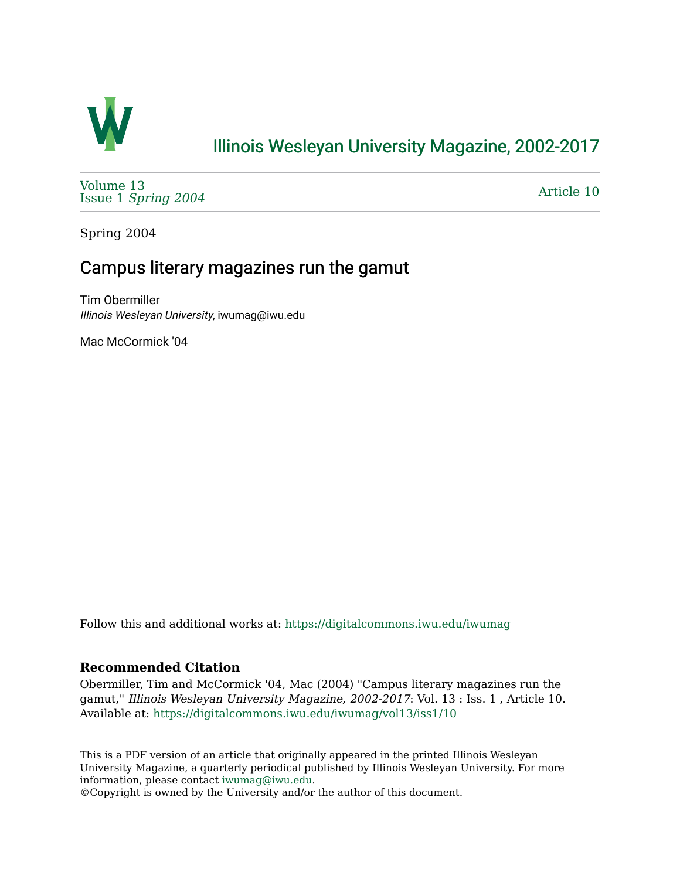# Illinois Wesleyan University Magazine, 2002-2017

Volume 13
Issue 1 *Spring 2004*

Article 10

Spring 2004

## Campus literary magazines run the gamut

Tim Obermiller
*Illinois Wesleyan University*, iwumag@iwu.edu

Mac McCormick '04

Follow this and additional works at: https://digitalcommons.iwu.edu/iwumag

### Recommended Citation

Obermiller, Tim and McCormick '04, Mac (2004) "Campus literary magazines run the gamut," *Illinois Wesleyan University Magazine, 2002-2017*: Vol. 13 : Iss. 1 , Article 10.
Available at: https://digitalcommons.iwu.edu/iwumag/vol13/iss1/10

This is a PDF version of an article that originally appeared in the printed Illinois Wesleyan University Magazine, a quarterly periodical published by Illinois Wesleyan University. For more information, please contact iwumag@iwu.edu.
©Copyright is owned by the University and/or the author of this document.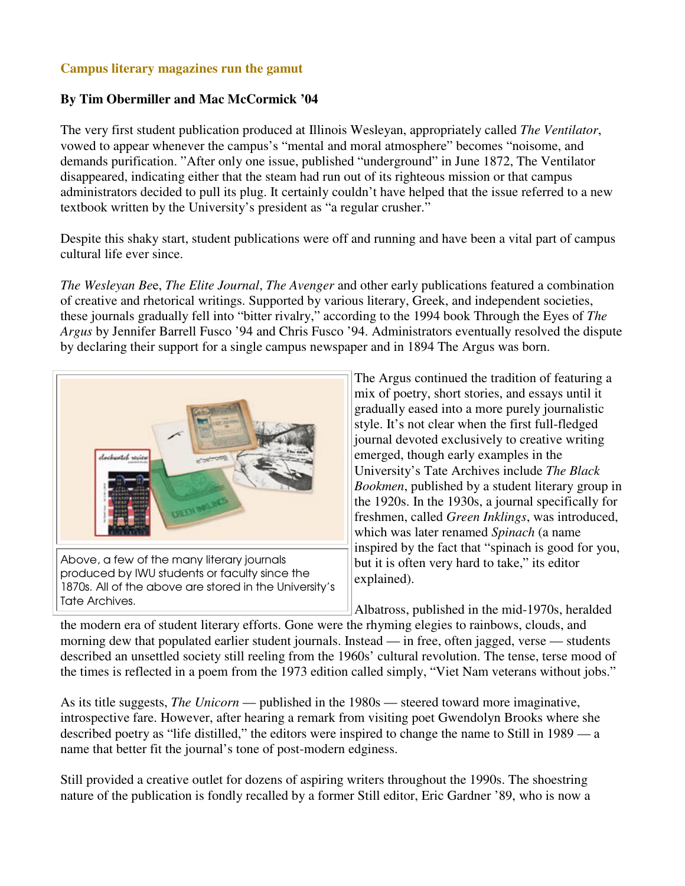**Campus literary magazines run the gamut**

**By Tim Obermiller and Mac McCormick '04**

The very first student publication produced at Illinois Wesleyan, appropriately called *The Ventilator*, vowed to appear whenever the campus's "mental and moral atmosphere" becomes "noisome, and demands purification. "After only one issue, published "underground" in June 1872, The Ventilator disappeared, indicating either that the steam had run out of its righteous mission or that campus administrators decided to pull its plug. It certainly couldn't have helped that the issue referred to a new textbook written by the University's president as "a regular crusher."

Despite this shaky start, student publications were off and running and have been a vital part of campus cultural life ever since.

*The Wesleyan Bee*, *The Elite Journal*, *The Avenger* and other early publications featured a combination of creative and rhetorical writings. Supported by various literary, Greek, and independent societies, these journals gradually fell into "bitter rivalry," according to the 1994 book Through the Eyes of *The Argus* by Jennifer Barrell Fusco '94 and Chris Fusco '94. Administrators eventually resolved the dispute by declaring their support for a single campus newspaper and in 1894 The Argus was born.

Above, a few of the many literary journals produced by IWU students or faculty since the 1870s. All of the above are stored in the University's Tate Archives.

The Argus continued the tradition of featuring a mix of poetry, short stories, and essays until it gradually eased into a more purely journalistic style. It's not clear when the first full-fledged journal devoted exclusively to creative writing emerged, though early examples in the University's Tate Archives include *The Black Bookmen*, published by a student literary group in the 1920s. In the 1930s, a journal specifically for freshmen, called *Green Inklings*, was introduced, which was later renamed *Spinach* (a name inspired by the fact that "spinach is good for you, but it is often very hard to take," its editor explained).

Albatross, published in the mid-1970s, heralded the modern era of student literary efforts. Gone were the rhyming elegies to rainbows, clouds, and morning dew that populated earlier student journals. Instead — in free, often jagged, verse — students described an unsettled society still reeling from the 1960s' cultural revolution. The tense, terse mood of the times is reflected in a poem from the 1973 edition called simply, "Viet Nam veterans without jobs."

As its title suggests, *The Unicorn* — published in the 1980s — steered toward more imaginative, introspective fare. However, after hearing a remark from visiting poet Gwendolyn Brooks where she described poetry as "life distilled," the editors were inspired to change the name to Still in 1989 — a name that better fit the journal's tone of post-modern edginess.

Still provided a creative outlet for dozens of aspiring writers throughout the 1990s. The shoestring nature of the publication is fondly recalled by a former Still editor, Eric Gardner '89, who is now a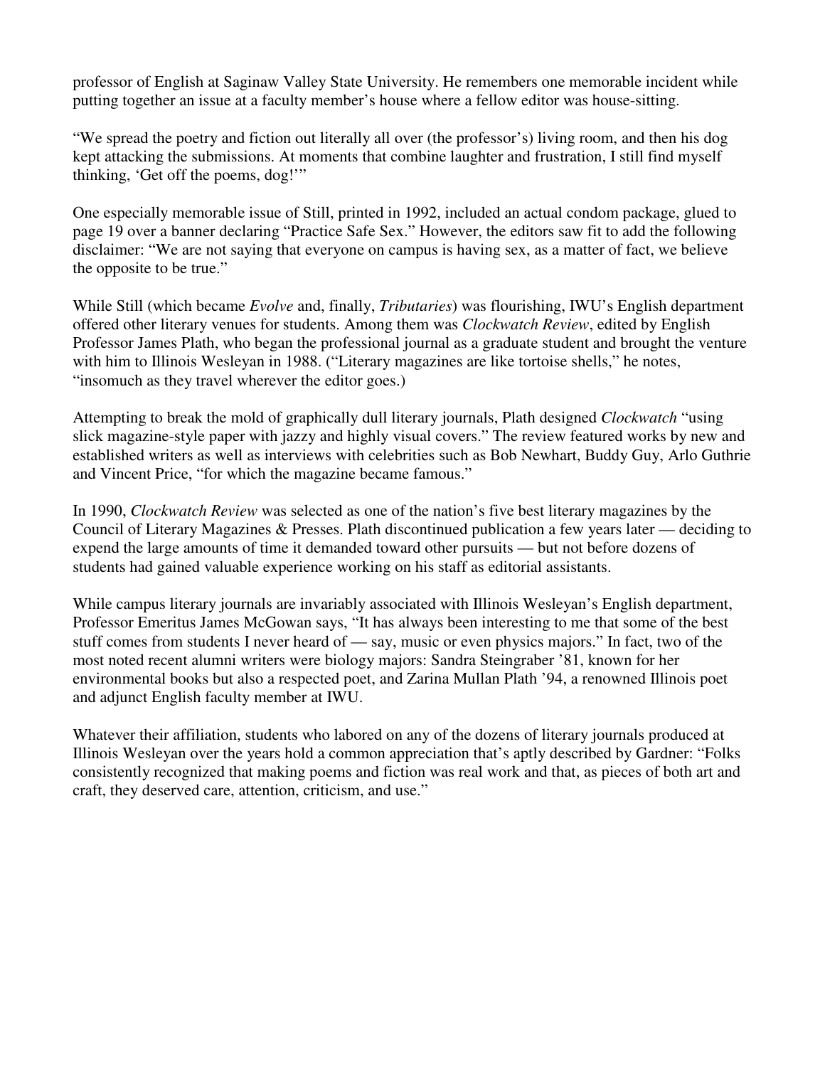professor of English at Saginaw Valley State University. He remembers one memorable incident while putting together an issue at a faculty member's house where a fellow editor was house-sitting.

"We spread the poetry and fiction out literally all over (the professor's) living room, and then his dog kept attacking the submissions. At moments that combine laughter and frustration, I still find myself thinking, 'Get off the poems, dog!'"

One especially memorable issue of Still, printed in 1992, included an actual condom package, glued to page 19 over a banner declaring "Practice Safe Sex." However, the editors saw fit to add the following disclaimer: "We are not saying that everyone on campus is having sex, as a matter of fact, we believe the opposite to be true."

While Still (which became *Evolve* and, finally, *Tributaries*) was flourishing, IWU's English department offered other literary venues for students. Among them was *Clockwatch Review*, edited by English Professor James Plath, who began the professional journal as a graduate student and brought the venture with him to Illinois Wesleyan in 1988. ("Literary magazines are like tortoise shells," he notes, "insomuch as they travel wherever the editor goes.)

Attempting to break the mold of graphically dull literary journals, Plath designed *Clockwatch* "using slick magazine-style paper with jazzy and highly visual covers." The review featured works by new and established writers as well as interviews with celebrities such as Bob Newhart, Buddy Guy, Arlo Guthrie and Vincent Price, "for which the magazine became famous."

In 1990, *Clockwatch Review* was selected as one of the nation's five best literary magazines by the Council of Literary Magazines & Presses. Plath discontinued publication a few years later — deciding to expend the large amounts of time it demanded toward other pursuits — but not before dozens of students had gained valuable experience working on his staff as editorial assistants.

While campus literary journals are invariably associated with Illinois Wesleyan's English department, Professor Emeritus James McGowan says, "It has always been interesting to me that some of the best stuff comes from students I never heard of — say, music or even physics majors." In fact, two of the most noted recent alumni writers were biology majors: Sandra Steingraber '81, known for her environmental books but also a respected poet, and Zarina Mullan Plath '94, a renowned Illinois poet and adjunct English faculty member at IWU.

Whatever their affiliation, students who labored on any of the dozens of literary journals produced at Illinois Wesleyan over the years hold a common appreciation that's aptly described by Gardner: "Folks consistently recognized that making poems and fiction was real work and that, as pieces of both art and craft, they deserved care, attention, criticism, and use."